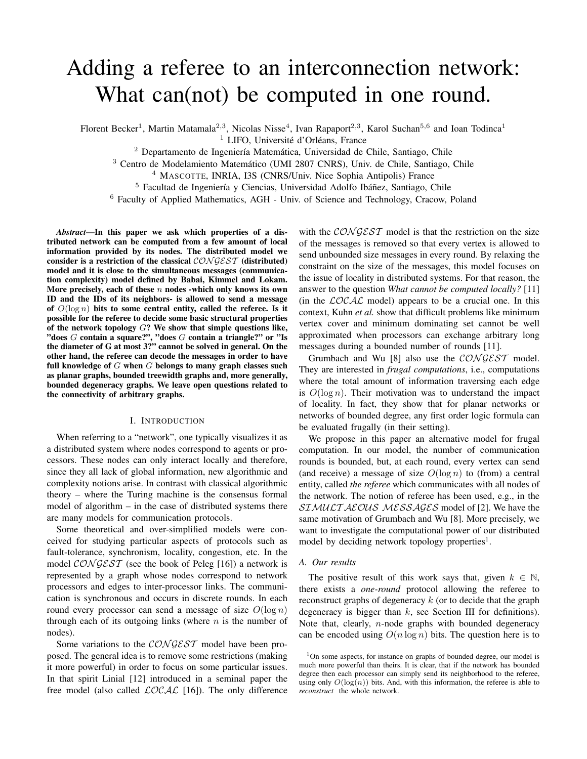# Adding a referee to an interconnection network: What can(not) be computed in one round.

Florent Becker[1], Martin Matamala[2,3], Nicolas Nisse[4], Ivan Rapaport[2,3], Karol Suchan[5,6] and Ioan Todinca[1]

[1] LIFO, Université d'Orléans, France

[2] Departamento de Ingeniería Matemática, Universidad de Chile, Santiago, Chile

[3] Centro de Modelamiento Matemático (UMI 2807 CNRS), Univ. de Chile, Santiago, Chile

[4] MASCOTTE, INRIA, I3S (CNRS/Univ. Nice Sophia Antipolis) France

[5] Facultad de Ingeniería y Ciencias, Universidad Adolfo Ibáñez, Santiago, Chile

[6] Faculty of Applied Mathematics, AGH - Univ. of Science and Technology, Cracow, Poland

***Abstract*—In this paper we ask which properties of a distributed network can be computed from a few amount of local information provided by its nodes. The distributed model we consider is a restriction of the classical $\mathcal{CONGEST}$ (distributed) model and it is close to the simultaneous messages (communication complexity) model defined by Babai, Kimmel and Lokam. More precisely, each of these $n$ nodes -which only knows its own ID and the IDs of its neighbors- is allowed to send a message of $O(\log n)$ bits to some central entity, called the referee. Is it possible for the referee to decide some basic structural properties of the network topology $G$? We show that simple questions like, "does $G$ contain a square?", "does $G$ contain a triangle?" or "Is the diameter of G at most 3?" cannot be solved in general. On the other hand, the referee can decode the messages in order to have full knowledge of $G$ when $G$ belongs to many graph classes such as planar graphs, bounded treewidth graphs and, more generally, bounded degeneracy graphs. We leave open questions related to the connectivity of arbitrary graphs.**

## I. Introduction

When referring to a "network", one typically visualizes it as a distributed system where nodes correspond to agents or processors. These nodes can only interact locally and therefore, since they all lack of global information, new algorithmic and complexity notions arise. In contrast with classical algorithmic theory – where the Turing machine is the consensus formal model of algorithm – in the case of distributed systems there are many models for communication protocols.

Some theoretical and over-simplified models were conceived for studying particular aspects of protocols such as fault-tolerance, synchronism, locality, congestion, etc. In the model $\mathcal{CONGEST}$ (see the book of Peleg [16]) a network is represented by a graph whose nodes correspond to network processors and edges to inter-processor links. The communication is synchronous and occurs in discrete rounds. In each round every processor can send a message of size $O(\log n)$ through each of its outgoing links (where $n$ is the number of nodes).

Some variations to the $\mathcal{CONGEST}$ model have been proposed. The general idea is to remove some restrictions (making it more powerful) in order to focus on some particular issues. In that spirit Linial [12] introduced in a seminal paper the free model (also called $\mathcal{LOCAL}$ [16]). The only difference with the $\mathcal{CONGEST}$ model is that the restriction on the size of the messages is removed so that every vertex is allowed to send unbounded size messages in every round. By relaxing the constraint on the size of the messages, this model focuses on the issue of locality in distributed systems. For that reason, the answer to the question *What cannot be computed locally?* [11] (in the $\mathcal{LOCAL}$ model) appears to be a crucial one. In this context, Kuhn *et al.* show that difficult problems like minimum vertex cover and minimum dominating set cannot be well approximated when processors can exchange arbitrary long messages during a bounded number of rounds [11].

Grumbach and Wu [8] also use the $\mathcal{CONGEST}$ model. They are interested in *frugal computations*, i.e., computations where the total amount of information traversing each edge is $O(\log n)$. Their motivation was to understand the impact of locality. In fact, they show that for planar networks or networks of bounded degree, any first order logic formula can be evaluated frugally (in their setting).

We propose in this paper an alternative model for frugal computation. In our model, the number of communication rounds is bounded, but, at each round, every vertex can send (and receive) a message of size $O(\log n)$ to (from) a central entity, called *the referee* which communicates with all nodes of the network. The notion of referee has been used, e.g., in the $\mathcal{SIMULTAEOUS\ MESSAGES}$ model of [2]. We have the same motivation of Grumbach and Wu [8]. More precisely, we want to investigate the computational power of our distributed model by deciding network topology properties[1].

### A. Our results

The positive result of this work says that, given $k \in \mathbb{N}$, there exists a *one-round* protocol allowing the referee to reconstruct graphs of degeneracy $k$ (or to decide that the graph degeneracy is bigger than $k$, see Section III for definitions). Note that, clearly, $n$-node graphs with bounded degeneracy can be encoded using $O(n \log n)$ bits. The question here is to

[1] On some aspects, for instance on graphs of bounded degree, our model is much more powerful than theirs. It is clear, that if the network has bounded degree then each processor can simply send its neighborhood to the referee, using only $O(\log(n))$ bits. And, with this information, the referee is able to *reconstruct* the whole network.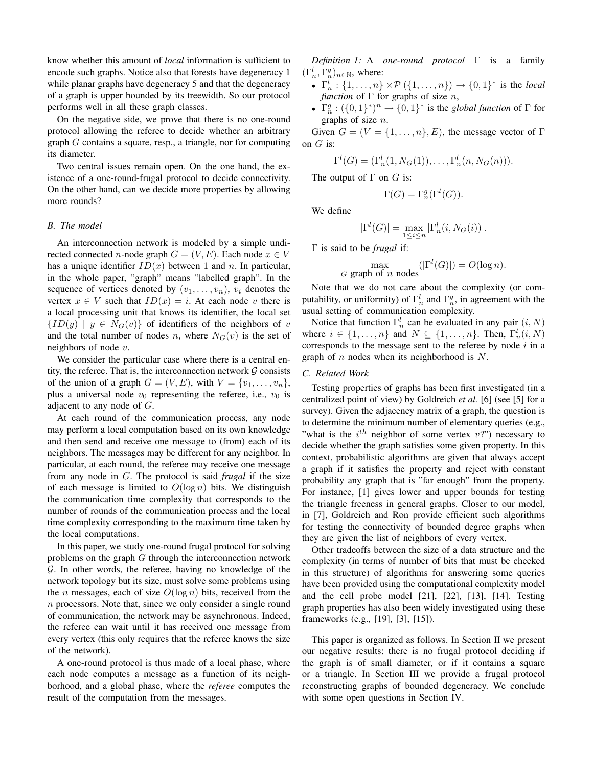know whether this amount of *local* information is sufficient to encode such graphs. Notice also that forests have degeneracy 1 while planar graphs have degeneracy 5 and that the degeneracy of a graph is upper bounded by its treewidth. So our protocol performs well in all these graph classes.

On the negative side, we prove that there is no one-round protocol allowing the referee to decide whether an arbitrary graph $G$ contains a square, resp., a triangle, nor for computing its diameter.

Two central issues remain open. On the one hand, the existence of a one-round-frugal protocol to decide connectivity. On the other hand, can we decide more properties by allowing more rounds?

### B. The model

An interconnection network is modeled by a simple undirected connected $n$-node graph $G = (V, E)$. Each node $x \in V$ has a unique identifier $ID(x)$ between 1 and $n$. In particular, in the whole paper, "graph" means "labelled graph". In the sequence of vertices denoted by $(v_1, \ldots, v_n)$, $v_i$ denotes the vertex $x \in V$ such that $ID(x) = i$. At each node $v$ there is a local processing unit that knows its identifier, the local set $\{ID(y) \mid y \in N_G(v)\}$ of identifiers of the neighbors of $v$ and the total number of nodes $n$, where $N_G(v)$ is the set of neighbors of node $v$.

We consider the particular case where there is a central entity, the referee. That is, the interconnection network $\mathcal{G}$ consists of the union of a graph $G = (V, E)$, with $V = \{v_1, \ldots, v_n\}$, plus a universal node $v_0$ representing the referee, i.e., $v_0$ is adjacent to any node of $G$.

At each round of the communication process, any node may perform a local computation based on its own knowledge and then send and receive one message to (from) each of its neighbors. The messages may be different for any neighbor. In particular, at each round, the referee may receive one message from any node in $G$. The protocol is said *frugal* if the size of each message is limited to $O(\log n)$ bits. We distinguish the communication time complexity that corresponds to the number of rounds of the communication process and the local time complexity corresponding to the maximum time taken by the local computations.

In this paper, we study one-round frugal protocol for solving problems on the graph $G$ through the interconnection network $\mathcal{G}$. In other words, the referee, having no knowledge of the network topology but its size, must solve some problems using the $n$ messages, each of size $O(\log n)$ bits, received from the $n$ processors. Note that, since we only consider a single round of communication, the network may be asynchronous. Indeed, the referee can wait until it has received one message from every vertex (this only requires that the referee knows the size of the network).

A one-round protocol is thus made of a local phase, where each node computes a message as a function of its neighborhood, and a global phase, where the *referee* computes the result of the computation from the messages.

*Definition 1:* A *one-round protocol* $\Gamma$ is a family $(\Gamma^l_n, \Gamma^g_n)_{n \in \mathbb{N}}$, where:

- $\Gamma^l_n : \{1, \ldots, n\} \times \mathcal{P}(\{1, \ldots, n\}) \rightarrow \{0,1\}^*$ is the *local function* of $\Gamma$ for graphs of size $n$,
- $\Gamma^g_n : (\{0,1\}^*)^n \rightarrow \{0,1\}^*$ is the *global function* of $\Gamma$ for graphs of size $n$.

Given $G = (V = \{1, \ldots, n\}, E)$, the message vector of $\Gamma$ on $G$ is:

$$\Gamma^l(G) = (\Gamma^l_n(1, N_G(1)), \ldots, \Gamma^l_n(n, N_G(n))).$$

The output of $\Gamma$ on $G$ is:

$$\Gamma(G) = \Gamma^g_n(\Gamma^l(G)).$$

We define

$$|\Gamma^l(G)| = \max_{1 \leq i \leq n} |\Gamma^l_n(i, N_G(i))|.$$

$\Gamma$ is said to be *frugal* if:

$$\max_{G \text{ graph of } n \text{ nodes}} (|\Gamma^l(G)|) = O(\log n).$$

Note that we do not care about the complexity (or computability, or uniformity) of $\Gamma^l_n$ and $\Gamma^g_n$, in agreement with the usual setting of communication complexity.

Notice that function $\Gamma^l_n$ can be evaluated in any pair $(i, N)$ where $i \in \{1, \ldots, n\}$ and $N \subseteq \{1, \ldots, n\}$. Then, $\Gamma^l_n(i, N)$ corresponds to the message sent to the referee by node $i$ in a graph of $n$ nodes when its neighborhood is $N$.

### C. Related Work

Testing properties of graphs has been first investigated (in a centralized point of view) by Goldreich *et al.* [6] (see [5] for a survey). Given the adjacency matrix of a graph, the question is to determine the minimum number of elementary queries (e.g., "what is the $i^{th}$ neighbor of some vertex $v$?") necessary to decide whether the graph satisfies some given property. In this context, probabilistic algorithms are given that always accept a graph if it satisfies the property and reject with constant probability any graph that is "far enough" from the property. For instance, [1] gives lower and upper bounds for testing the triangle freeness in general graphs. Closer to our model, in [7], Goldreich and Ron provide efficient such algorithms for testing the connectivity of bounded degree graphs when they are given the list of neighbors of every vertex.

Other tradeoffs between the size of a data structure and the complexity (in terms of number of bits that must be checked in this structure) of algorithms for answering some queries have been provided using the computational complexity model and the cell probe model [21], [22], [13], [14]. Testing graph properties has also been widely investigated using these frameworks (e.g., [19], [3], [15]).

This paper is organized as follows. In Section II we present our negative results: there is no frugal protocol deciding if the graph is of small diameter, or if it contains a square or a triangle. In Section III we provide a frugal protocol reconstructing graphs of bounded degeneracy. We conclude with some open questions in Section IV.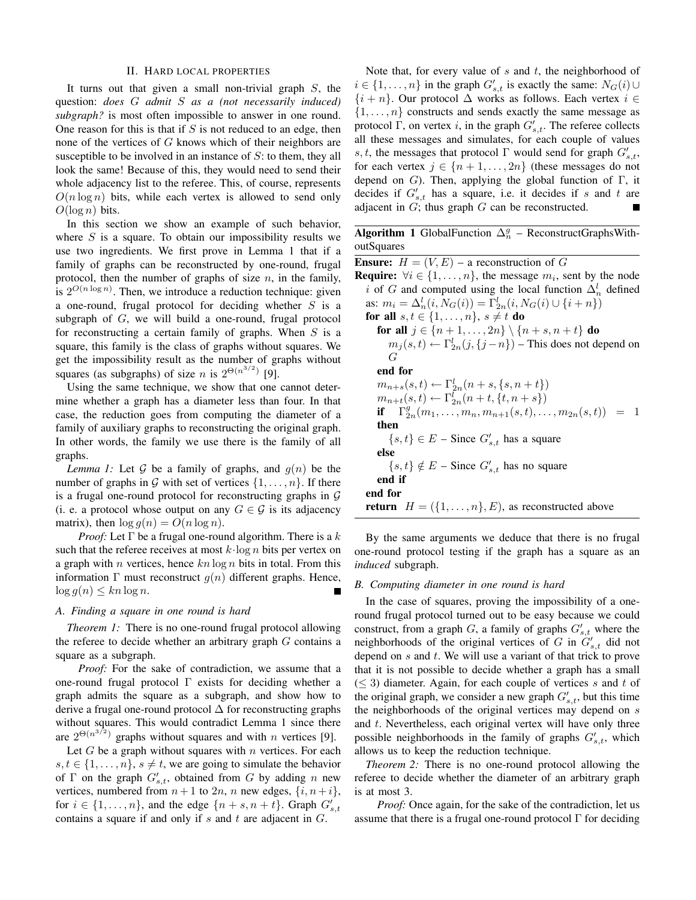## II. Hard local properties

It turns out that given a small non-trivial graph $S$, the question: *does $G$ admit $S$ as a (not necessarily induced) subgraph?* is most often impossible to answer in one round. One reason for this is that if $S$ is not reduced to an edge, then none of the vertices of $G$ knows which of their neighbors are susceptible to be involved in an instance of $S$: to them, they all look the same! Because of this, they would need to send their whole adjacency list to the referee. This, of course, represents $O(n \log n)$ bits, while each vertex is allowed to send only $O(\log n)$ bits.

In this section we show an example of such behavior, where $S$ is a square. To obtain our impossibility results we use two ingredients. We first prove in Lemma 1 that if a family of graphs can be reconstructed by one-round, frugal protocol, then the number of graphs of size $n$, in the family, is $2^{O(n \log n)}$. Then, we introduce a reduction technique: given a one-round, frugal protocol for deciding whether $S$ is a subgraph of $G$, we will build a one-round, frugal protocol for reconstructing a certain family of graphs. When $S$ is a square, this family is the class of graphs without squares. We get the impossibility result as the number of graphs without squares (as subgraphs) of size $n$ is $2^{\Theta(n^{3/2})}$ [9].

Using the same technique, we show that one cannot determine whether a graph has a diameter less than four. In that case, the reduction goes from computing the diameter of a family of auxiliary graphs to reconstructing the original graph. In other words, the family we use there is the family of all graphs.

*Lemma 1:* Let $\mathcal{G}$ be a family of graphs, and $g(n)$ be the number of graphs in $\mathcal{G}$ with set of vertices $\{1, \ldots, n\}$. If there is a frugal one-round protocol for reconstructing graphs in $\mathcal{G}$ (i. e. a protocol whose output on any $G \in \mathcal{G}$ is its adjacency matrix), then $\log g(n) = O(n \log n)$.

*Proof:* Let $\Gamma$ be a frugal one-round algorithm. There is a $k$ such that the referee receives at most $k \cdot \log n$ bits per vertex on a graph with $n$ vertices, hence $kn \log n$ bits in total. From this information $\Gamma$ must reconstruct $g(n)$ different graphs. Hence, $\log g(n) \leq kn \log n$. ■

### A. Finding a square in one round is hard

*Theorem 1:* There is no one-round frugal protocol allowing the referee to decide whether an arbitrary graph $G$ contains a square as a subgraph.

*Proof:* For the sake of contradiction, we assume that a one-round frugal protocol $\Gamma$ exists for deciding whether a graph admits the square as a subgraph, and show how to derive a frugal one-round protocol $\Delta$ for reconstructing graphs without squares. This would contradict Lemma 1 since there are $2^{\Theta(n^{3/2})}$ graphs without squares and with $n$ vertices [9].

Let $G$ be a graph without squares with $n$ vertices. For each $s, t \in \{1, \ldots, n\}$, $s \neq t$, we are going to simulate the behavior of $\Gamma$ on the graph $G'_{s,t}$, obtained from $G$ by adding $n$ new vertices, numbered from $n+1$ to $2n$, $n$ new edges, $\{i, n+i\}$, for $i \in \{1, \ldots, n\}$, and the edge $\{n+s, n+t\}$. Graph $G'_{s,t}$ contains a square if and only if $s$ and $t$ are adjacent in $G$.

Note that, for every value of $s$ and $t$, the neighborhood of $i \in \{1, \ldots, n\}$ in the graph $G'_{s,t}$ is exactly the same: $N_G(i) \cup \{i+n\}$. Our protocol $\Delta$ works as follows. Each vertex $i \in \{1, \ldots, n\}$ constructs and sends exactly the same message as protocol $\Gamma$, on vertex $i$, in the graph $G'_{s,t}$. The referee collects all these messages and simulates, for each couple of values $s, t$, the messages that protocol $\Gamma$ would send for graph $G'_{s,t}$, for each vertex $j \in \{n+1, \ldots, 2n\}$ (these messages do not depend on $G$). Then, applying the global function of $\Gamma$, it decides if $G'_{s,t}$ has a square, i.e. it decides if $s$ and $t$ are adjacent in $G$; thus graph $G$ can be reconstructed. ■

**Algorithm 1** GlobalFunction $\Delta^g_n$ – ReconstructGraphsWithoutSquares

```
Ensure: H = (V, E) – a reconstruction of G
Require: ∀i ∈ {1,...,n}, the message m_i, sent by the node
  i of G and computed using the local function Δ^l_n defined
  as: m_i = Δ^l_n(i, N_G(i)) = Γ^l_{2n}(i, N_G(i) ∪ {i+n})
  for all s,t ∈ {1,...,n}, s ≠ t do
    for all j ∈ {n+1,...,2n} \ {n+s, n+t} do
      m_j(s,t) ← Γ^l_{2n}(j, {j−n}) – This does not depend on G
    end for
    m_{n+s}(s,t) ← Γ^l_{2n}(n+s, {s, n+t})
    m_{n+t}(s,t) ← Γ^l_{2n}(n+t, {t, n+s})
    if Γ^g_{2n}(m_1,...,m_n, m_{n+1}(s,t),...,m_{2n}(s,t)) = 1 then
      {s,t} ∈ E – Since G'_{s,t} has a square
    else
      {s,t} ∉ E – Since G'_{s,t} has no square
    end if
  end for
  return H = ({1,...,n}, E), as reconstructed above
```

By the same arguments we deduce that there is no frugal one-round protocol testing if the graph has a square as an *induced* subgraph.

### B. Computing diameter in one round is hard

In the case of squares, proving the impossibility of a one-round frugal protocol turned out to be easy because we could construct, from a graph $G$, a family of graphs $G'_{s,t}$ where the neighborhoods of the original vertices of $G$ in $G'_{s,t}$ did not depend on $s$ and $t$. We will use a variant of that trick to prove that it is not possible to decide whether a graph has a small ($\leq 3$) diameter. Again, for each couple of vertices $s$ and $t$ of the original graph, we consider a new graph $G'_{s,t}$, but this time the neighborhoods of the original vertices may depend on $s$ and $t$. Nevertheless, each original vertex will have only three possible neighborhoods in the family of graphs $G'_{s,t}$, which allows us to keep the reduction technique.

*Theorem 2:* There is no one-round protocol allowing the referee to decide whether the diameter of an arbitrary graph is at most 3.

*Proof:* Once again, for the sake of the contradiction, let us assume that there is a frugal one-round protocol $\Gamma$ for deciding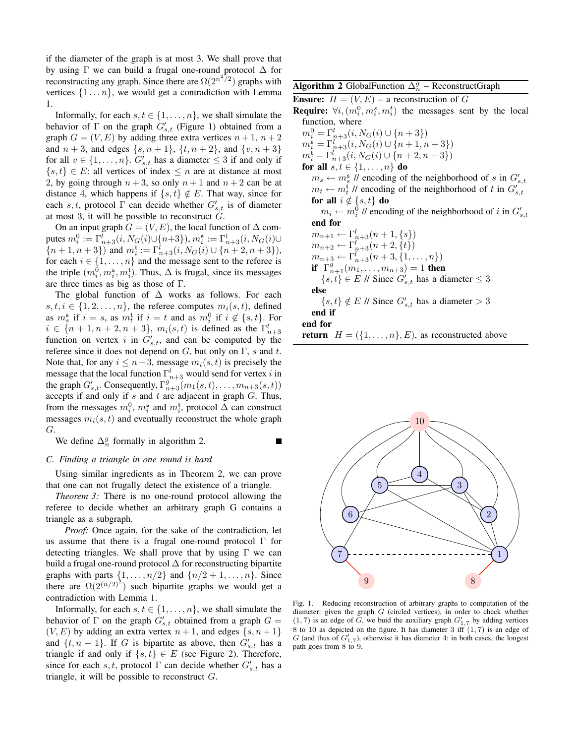if the diameter of the graph is at most 3. We shall prove that by using $\Gamma$ we can build a frugal one-round protocol $\Delta$ for reconstructing any graph. Since there are $\Omega(2^{n^2/2})$ graphs with vertices $\{1 \ldots n\}$, we would get a contradiction with Lemma 1.

Informally, for each $s, t \in \{1, \ldots, n\}$, we shall simulate the behavior of $\Gamma$ on the graph $G'_{s,t}$ (Figure 1) obtained from a graph $G = (V, E)$ by adding three extra vertices $n+1$, $n+2$ and $n+3$, and edges $\{s, n+1\}$, $\{t, n+2\}$, and $\{v, n+3\}$ for all $v \in \{1, \ldots, n\}$. $G'_{s,t}$ has a diameter $\leq 3$ if and only if $\{s, t\} \in E$: all vertices of index $\leq n$ are at distance at most 2, by going through $n+3$, so only $n+1$ and $n+2$ can be at distance 4, which happens if $\{s, t\} \notin E$. That way, since for each $s, t$, protocol $\Gamma$ can decide whether $G'_{s,t}$ is of diameter at most 3, it will be possible to reconstruct $G$.

On an input graph $G = (V, E)$, the local function of $\Delta$ computes $m_i^0 := \Gamma^l_{n+3}(i, N_G(i) \cup \{n+3\})$, $m_i^{\mathfrak{s}} := \Gamma^l_{n+3}(i, N_G(i) \cup \{n+1, n+3\})$ and $m_i^{\mathfrak{t}} := \Gamma^l_{n+3}(i, N_G(i) \cup \{n+2, n+3\})$, for each $i \in \{1, \ldots, n\}$ and the message sent to the referee is the triple $(m_i^0, m_i^{\mathfrak{s}}, m_i^{\mathfrak{t}})$. Thus, $\Delta$ is frugal, since its messages are three times as big as those of $\Gamma$.

The global function of $\Delta$ works as follows. For each $s, t, i \in \{1, 2, \ldots, n\}$, the referee computes $m_i(s, t)$, defined as $m_s^{\mathfrak{s}}$ if $i = s$, as $m_t^{\mathfrak{t}}$ if $i = t$ and as $m_i^0$ if $i \notin \{s, t\}$. For $i \in \{n+1, n+2, n+3\}$, $m_i(s, t)$ is defined as the $\Gamma^l_{n+3}$ function on vertex $i$ in $G'_{s,t}$, and can be computed by the referee since it does not depend on $G$, but only on $\Gamma$, $s$ and $t$. Note that, for any $i \leq n+3$, message $m_i(s, t)$ is precisely the message that the local function $\Gamma^l_{n+3}$ would send for vertex $i$ in the graph $G'_{s,t}$. Consequently, $\Gamma^g_{n+3}(m_1(s, t), \ldots, m_{n+3}(s, t))$ accepts if and only if $s$ and $t$ are adjacent in graph $G$. Thus, from the messages $m_i^0$, $m_i^{\mathfrak{s}}$ and $m_i^{\mathfrak{t}}$, protocol $\Delta$ can construct messages $m_i(s, t)$ and eventually reconstruct the whole graph $G$.

We define $\Delta_n^g$ formally in algorithm 2. ■

**Algorithm 2** GlobalFunction $\Delta_n^g$ – ReconstructGraph

```
Ensure: H = (V, E) – a reconstruction of G
Require: ∀i, (m_i^0, m_i^s, m_i^t) the messages sent by the local function, where
  m_i^0 = Γ^l_{n+3}(i, N_G(i) ∪ {n+3})
  m_i^s = Γ^l_{n+3}(i, N_G(i) ∪ {n+1, n+3})
  m_i^t = Γ^l_{n+3}(i, N_G(i) ∪ {n+2, n+3})
  for all s, t ∈ {1, ..., n} do
    m_s ← m_s^s // encoding of the neighborhood of s in G'_{s,t}
    m_t ← m_t^t // encoding of the neighborhood of t in G'_{s,t}
    for all i ∉ {s, t} do
      m_i ← m_i^0 // encoding of the neighborhood of i in G'_{s,t}
    end for
    m_{n+1} ← Γ^l_{n+3}(n+1, {s})
    m_{n+2} ← Γ^l_{n+3}(n+2, {t})
    m_{n+3} ← Γ^l_{n+3}(n+3, {1, ..., n})
    if Γ^g_{n+1}(m_1, ..., m_{n+3}) = 1 then
      {s, t} ∈ E // Since G'_{s,t} has a diameter ≤ 3
    else
      {s, t} ∉ E // Since G'_{s,t} has a diameter > 3
    end if
  end for
  return H = ({1, ..., n}, E), as reconstructed above
```

Fig. 1. Reducing reconstruction of arbitrary graphs to computation of the diameter: given the graph $G$ (circled vertices), in order to check whether $(1, 7)$ is an edge of $G$, we buid the auxiliary graph $G'_{1,7}$ by adding vertices 8 to 10 as depicted on the figure. It has diameter 3 iff $(1, 7)$ is an edge of $G$ (and thus of $G'_{1,7}$), otherwise it has diameter 4: in both cases, the longest path goes from 8 to 9.

### C. Finding a triangle in one round is hard

Using similar ingredients as in Theorem 2, we can prove that one can not frugally detect the existence of a triangle.

*Theorem 3:* There is no one-round protocol allowing the referee to decide whether an arbitrary graph G contains a triangle as a subgraph.

*Proof:* Once again, for the sake of the contradiction, let us assume that there is a frugal one-round protocol $\Gamma$ for detecting triangles. We shall prove that by using $\Gamma$ we can build a frugal one-round protocol $\Delta$ for reconstructing bipartite graphs with parts $\{1, \ldots, n/2\}$ and $\{n/2+1, \ldots, n\}$. Since there are $\Omega(2^{(n/2)^2})$ such bipartite graphs we would get a contradiction with Lemma 1.

Informally, for each $s, t \in \{1, \ldots, n\}$, we shall simulate the behavior of $\Gamma$ on the graph $G'_{s,t}$ obtained from a graph $G = (V, E)$ by adding an extra vertex $n+1$, and edges $\{s, n+1\}$ and $\{t, n+1\}$. If $G$ is bipartite as above, then $G'_{s,t}$ has a triangle if and only if $\{s, t\} \in E$ (see Figure 2). Therefore, since for each $s, t$, protocol $\Gamma$ can decide whether $G'_{s,t}$ has a triangle, it will be possible to reconstruct $G$.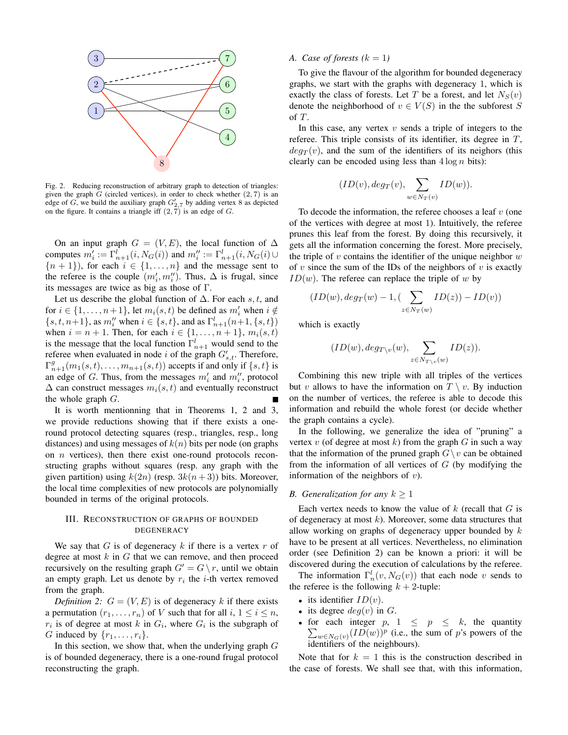Fig. 2. Reducing reconstruction of arbitrary graph to detection of triangles: given the graph $G$ (circled vertices), in order to check whether $(2,7)$ is an edge of $G$, we build the auxiliary graph $G'_{2,7}$ by adding vertex 8 as depicted on the figure. It contains a triangle iff $(2,7)$ is an edge of $G$.

On an input graph $G = (V, E)$, the local function of $\Delta$ computes $m'_i := \Gamma^l_{n+1}(i, N_G(i))$ and $m''_i := \Gamma^l_{n+1}(i, N_G(i) \cup \{n+1\})$, for each $i \in \{1, \ldots, n\}$ and the message sent to the referee is the couple $(m'_i, m''_i)$. Thus, $\Delta$ is frugal, since its messages are twice as big as those of $\Gamma$.

Let us describe the global function of $\Delta$. For each $s, t$, and for $i \in \{1, \ldots, n+1\}$, let $m_i(s,t)$ be defined as $m'_i$ when $i \notin \{s, t, n+1\}$, as $m''_i$ when $i \in \{s,t\}$, and as $\Gamma^l_{n+1}(n+1, \{s,t\})$ when $i = n+1$. Then, for each $i \in \{1, \ldots, n+1\}$, $m_i(s,t)$ is the message that the local function $\Gamma^l_{n+1}$ would send to the referee when evaluated in node $i$ of the graph $G'_{s,t}$. Therefore, $\Gamma^g_{n+1}(m_1(s,t), \ldots, m_{n+1}(s,t))$ accepts if and only if $\{s,t\}$ is an edge of $G$. Thus, from the messages $m'_i$ and $m''_i$, protocol $\Delta$ can construct messages $m_i(s,t)$ and eventually reconstruct the whole graph $G$. ∎

It is worth mentionning that in Theorems 1, 2 and 3, we provide reductions showing that if there exists a one-round protocol detecting squares (resp., triangles, resp., long distances) and using messages of $k(n)$ bits per node (on graphs on $n$ vertices), then there exist one-round protocols reconstructing graphs without squares (resp. any graph with the given partition) using $k(2n)$ (resp. $3k(n+3)$) bits. Moreover, the local time complexities of new protocols are polynomially bounded in terms of the original protocols.

## III. Reconstruction of graphs of bounded degeneracy

We say that $G$ is of degeneracy $k$ if there is a vertex $r$ of degree at most $k$ in $G$ that we can remove, and then proceed recursively on the resulting graph $G' = G \setminus r$, until we obtain an empty graph. Let us denote by $r_i$ the $i$-th vertex removed from the graph.

*Definition 2:* $G = (V, E)$ is of degeneracy $k$ if there exists a permutation $(r_1, \ldots, r_n)$ of $V$ such that for all $i$, $1 \le i \le n$, $r_i$ is of degree at most $k$ in $G_i$, where $G_i$ is the subgraph of $G$ induced by $\{r_1, \ldots, r_i\}$.

In this section, we show that, when the underlying graph $G$ is of bounded degeneracy, there is a one-round frugal protocol reconstructing the graph.

### A. Case of forests ($k = 1$)

To give the flavour of the algorithm for bounded degeneracy graphs, we start with the graphs with degeneracy 1, which is exactly the class of forests. Let $T$ be a forest, and let $N_S(v)$ denote the neighborhood of $v \in V(S)$ in the the subforest $S$ of $T$.

In this case, any vertex $v$ sends a triple of integers to the referee. This triple consists of its identifier, its degree in $T$, $deg_T(v)$, and the sum of the identifiers of its neighbors (this clearly can be encoded using less than $4 \log n$ bits):

$$(ID(v), deg_T(v), \sum_{w \in N_T(v)} ID(w)).$$

To decode the information, the referee chooses a leaf $v$ (one of the vertices with degree at most 1). Intuitively, the referee prunes this leaf from the forest. By doing this recursively, it gets all the information concerning the forest. More precisely, the triple of $v$ contains the identifier of the unique neighbor $w$ of $v$ since the sum of the IDs of the neighbors of $v$ is exactly $ID(w)$. The referee can replace the triple of $w$ by

$$(ID(w), deg_T(w) - 1, (\sum_{z \in N_T(w)} ID(z)) - ID(v))$$

which is exactly

$$(ID(w), deg_{T \setminus v}(w), \sum_{z \in N_{T \setminus v}(w)} ID(z)).$$

Combining this new triple with all triples of the vertices but $v$ allows to have the information on $T \setminus v$. By induction on the number of vertices, the referee is able to decode this information and rebuild the whole forest (or decide whether the graph contains a cycle).

In the following, we generalize the idea of "pruning" a vertex $v$ (of degree at most $k$) from the graph $G$ in such a way that the information of the pruned graph $G \setminus v$ can be obtained from the information of all vertices of $G$ (by modifying the information of the neighbors of $v$).

### B. Generalization for any $k \geq 1$

Each vertex needs to know the value of $k$ (recall that $G$ is of degeneracy at most $k$). Moreover, some data structures that allow working on graphs of degeneracy upper bounded by $k$ have to be present at all vertices. Nevertheless, no elimination order (see Definition 2) can be known a priori: it will be discovered during the execution of calculations by the referee.

The information $\Gamma^l_n(v, N_G(v))$ that each node $v$ sends to the referee is the following $k+2$-tuple:

- its identifier $ID(v)$.
- its degree $deg(v)$ in $G$.
- for each integer $p$, $1 \le p \le k$, the quantity $\sum_{w \in N_G(v)} (ID(w))^p$ (i.e., the sum of $p$'s powers of the identifiers of the neighbours).

Note that for $k = 1$ this is the construction described in the case of forests. We shall see that, with this information,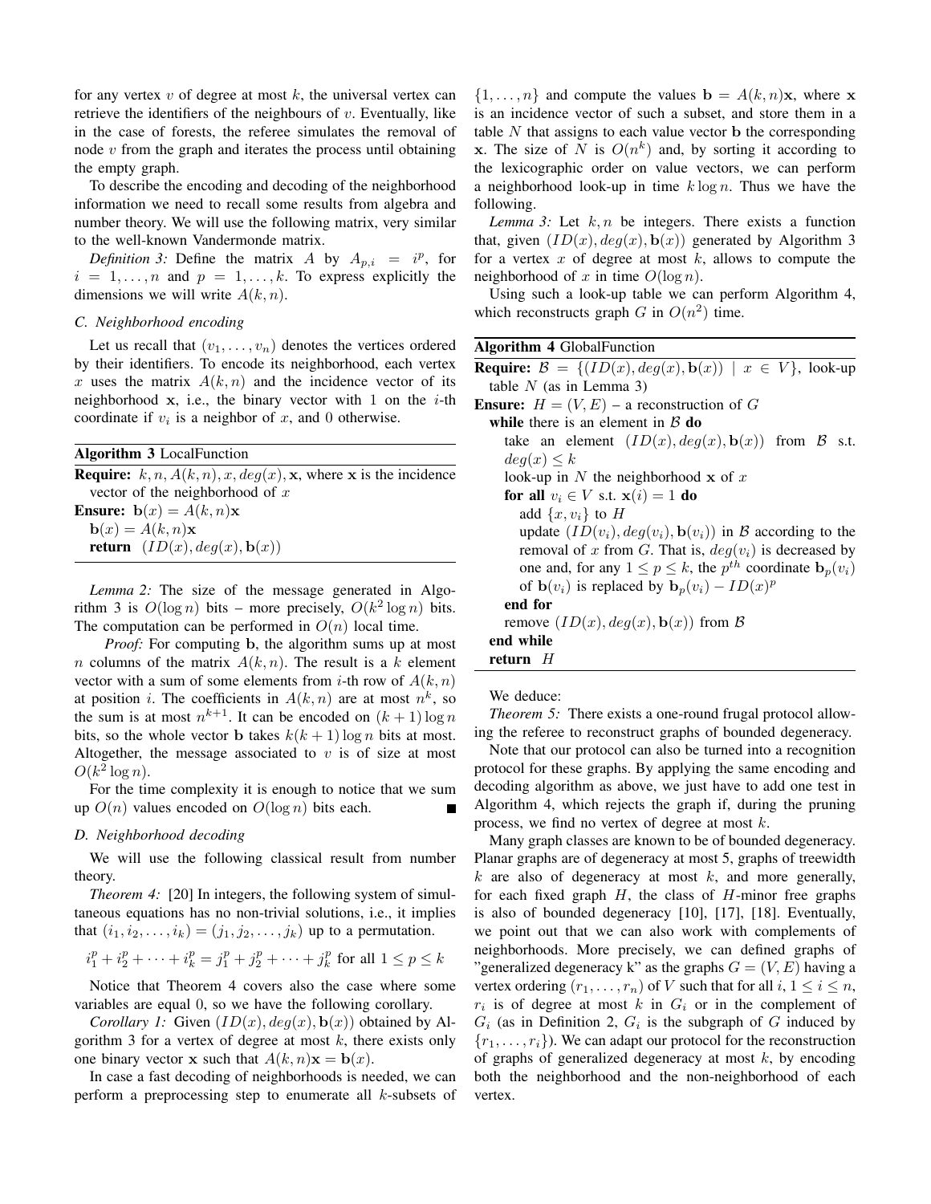for any vertex $v$ of degree at most $k$, the universal vertex can retrieve the identifiers of the neighbours of $v$. Eventually, like in the case of forests, the referee simulates the removal of node $v$ from the graph and iterates the process until obtaining the empty graph.

To describe the encoding and decoding of the neighborhood information we need to recall some results from algebra and number theory. We will use the following matrix, very similar to the well-known Vandermonde matrix.

*Definition 3:* Define the matrix $A$ by $A_{p,i} = i^p$, for $i = 1, \ldots, n$ and $p = 1, \ldots, k$. To express explicitly the dimensions we will write $A(k, n)$.

### C. Neighborhood encoding

Let us recall that $(v_1, \ldots, v_n)$ denotes the vertices ordered by their identifiers. To encode its neighborhood, each vertex $x$ uses the matrix $A(k, n)$ and the incidence vector of its neighborhood $\mathbf{x}$, i.e., the binary vector with 1 on the $i$-th coordinate if $v_i$ is a neighbor of $x$, and 0 otherwise.

**Algorithm 3** LocalFunction

```
Require: k, n, A(k,n), x, deg(x), x, where x is the incidence
    vector of the neighborhood of x
Ensure: b(x) = A(k,n)x
  b(x) = A(k,n)x
  return (ID(x), deg(x), b(x))
```

*Lemma 2:* The size of the message generated in Algorithm 3 is $O(\log n)$ bits – more precisely, $O(k^2 \log n)$ bits. The computation can be performed in $O(n)$ local time.

*Proof:* For computing $\mathbf{b}$, the algorithm sums up at most $n$ columns of the matrix $A(k, n)$. The result is a $k$ element vector with a sum of some elements from $i$-th row of $A(k, n)$ at position $i$. The coefficients in $A(k, n)$ are at most $n^k$, so the sum is at most $n^{k+1}$. It can be encoded on $(k + 1) \log n$ bits, so the whole vector $\mathbf{b}$ takes $k(k + 1) \log n$ bits at most. Altogether, the message associated to $v$ is of size at most $O(k^2 \log n)$.

For the time complexity it is enough to notice that we sum up $O(n)$ values encoded on $O(\log n)$ bits each. ∎

### D. Neighborhood decoding

We will use the following classical result from number theory.

*Theorem 4:* [20] In integers, the following system of simultaneous equations has no non-trivial solutions, i.e., it implies that $(i_1, i_2, \ldots, i_k) = (j_1, j_2, \ldots, j_k)$ up to a permutation.

$$i_1^p + i_2^p + \cdots + i_k^p = j_1^p + j_2^p + \cdots + j_k^p \text{ for all } 1 \leq p \leq k$$

Notice that Theorem 4 covers also the case where some variables are equal 0, so we have the following corollary.

*Corollary 1:* Given $(ID(x), deg(x), \mathbf{b}(x))$ obtained by Algorithm 3 for a vertex of degree at most $k$, there exists only one binary vector $\mathbf{x}$ such that $A(k, n)\mathbf{x} = \mathbf{b}(x)$.

In case a fast decoding of neighborhoods is needed, we can perform a preprocessing step to enumerate all $k$-subsets of $\{1, \ldots, n\}$ and compute the values $\mathbf{b} = A(k, n)\mathbf{x}$, where $\mathbf{x}$ is an incidence vector of such a subset, and store them in a table $N$ that assigns to each value vector $\mathbf{b}$ the corresponding $\mathbf{x}$. The size of $N$ is $O(n^k)$ and, by sorting it according to the lexicographic order on value vectors, we can perform a neighborhood look-up in time $k \log n$. Thus we have the following.

*Lemma 3:* Let $k, n$ be integers. There exists a function that, given $(ID(x), deg(x), \mathbf{b}(x))$ generated by Algorithm 3 for a vertex $x$ of degree at most $k$, allows to compute the neighborhood of $x$ in time $O(\log n)$.

Using such a look-up table we can perform Algorithm 4, which reconstructs graph $G$ in $O(n^2)$ time.

**Algorithm 4** GlobalFunction

```
Require: B = {(ID(x), deg(x), b(x)) | x ∈ V}, look-up
    table N (as in Lemma 3)
Ensure: H = (V, E) – a reconstruction of G
  while there is an element in B do
    take an element (ID(x), deg(x), b(x)) from B s.t.
    deg(x) ≤ k
    look-up in N the neighborhood x of x
    for all v_i ∈ V s.t. x(i) = 1 do
      add {x, v_i} to H
      update (ID(v_i), deg(v_i), b(v_i)) in B according to the
      removal of x from G. That is, deg(v_i) is decreased by
      one and, for any 1 ≤ p ≤ k, the p^th coordinate b_p(v_i)
      of b(v_i) is replaced by b_p(v_i) − ID(x)^p
    end for
    remove (ID(x), deg(x), b(x)) from B
  end while
  return H
```

We deduce:

*Theorem 5:* There exists a one-round frugal protocol allowing the referee to reconstruct graphs of bounded degeneracy.

Note that our protocol can also be turned into a recognition protocol for these graphs. By applying the same encoding and decoding algorithm as above, we just have to add one test in Algorithm 4, which rejects the graph if, during the pruning process, we find no vertex of degree at most $k$.

Many graph classes are known to be of bounded degeneracy. Planar graphs are of degeneracy at most 5, graphs of treewidth $k$ are also of degeneracy at most $k$, and more generally, for each fixed graph $H$, the class of $H$-minor free graphs is also of bounded degeneracy [10], [17], [18]. Eventually, we point out that we can also work with complements of neighborhoods. More precisely, we can defined graphs of "generalized degeneracy k" as the graphs $G = (V, E)$ having a vertex ordering $(r_1, \ldots, r_n)$ of $V$ such that for all $i$, $1 \leq i \leq n$, $r_i$ is of degree at most $k$ in $G_i$ or in the complement of $G_i$ (as in Definition 2, $G_i$ is the subgraph of $G$ induced by $\{r_1, \ldots, r_i\}$). We can adapt our protocol for the reconstruction of graphs of generalized degeneracy at most $k$, by encoding both the neighborhood and the non-neighborhood of each vertex.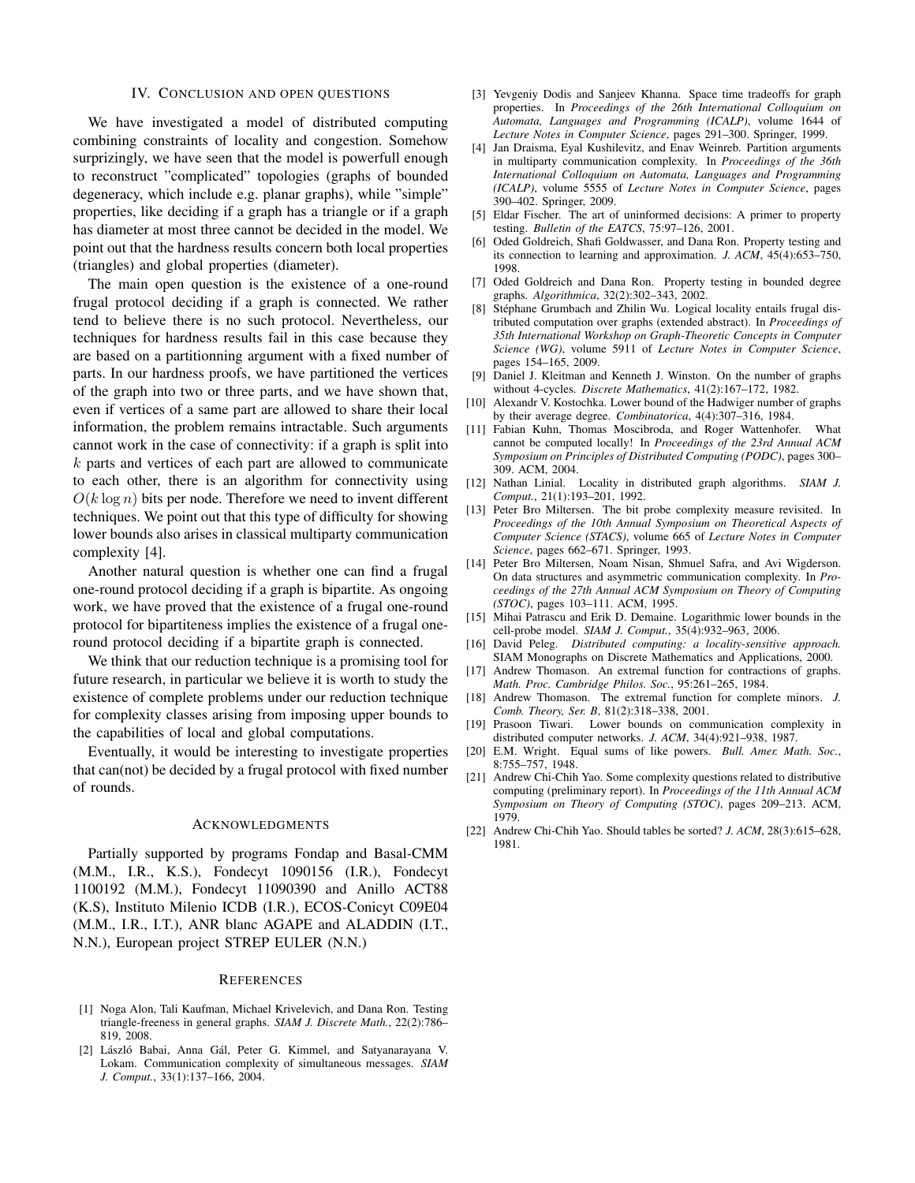## IV. Conclusion and open questions

We have investigated a model of distributed computing combining constraints of locality and congestion. Somehow surprizingly, we have seen that the model is powerfull enough to reconstruct "complicated" topologies (graphs of bounded degeneracy, which include e.g. planar graphs), while "simple" properties, like deciding if a graph has a triangle or if a graph has diameter at most three cannot be decided in the model. We point out that the hardness results concern both local properties (triangles) and global properties (diameter).

The main open question is the existence of a one-round frugal protocol deciding if a graph is connected. We rather tend to believe there is no such protocol. Nevertheless, our techniques for hardness results fail in this case because they are based on a partitionning argument with a fixed number of parts. In our hardness proofs, we have partitioned the vertices of the graph into two or three parts, and we have shown that, even if vertices of a same part are allowed to share their local information, the problem remains intractable. Such arguments cannot work in the case of connectivity: if a graph is split into $k$ parts and vertices of each part are allowed to communicate to each other, there is an algorithm for connectivity using $O(k \log n)$ bits per node. Therefore we need to invent different techniques. We point out that this type of difficulty for showing lower bounds also arises in classical multiparty communication complexity [4].

Another natural question is whether one can find a frugal one-round protocol deciding if a graph is bipartite. As ongoing work, we have proved that the existence of a frugal one-round protocol for bipartiteness implies the existence of a frugal one-round protocol deciding if a bipartite graph is connected.

We think that our reduction technique is a promising tool for future research, in particular we believe it is worth to study the existence of complete problems under our reduction technique for complexity classes arising from imposing upper bounds to the capabilities of local and global computations.

Eventually, it would be interesting to investigate properties that can(not) be decided by a frugal protocol with fixed number of rounds.

## Acknowledgments

Partially supported by programs Fondap and Basal-CMM (M.M., I.R., K.S.), Fondecyt 1090156 (I.R.), Fondecyt 1100192 (M.M.), Fondecyt 11090390 and Anillo ACT88 (K.S), Instituto Milenio ICDB (I.R.), ECOS-Conicyt C09E04 (M.M., I.R., I.T.), ANR blanc AGAPE and ALADDIN (I.T., N.N.), European project STREP EULER (N.N.)

## References

[1] Noga Alon, Tali Kaufman, Michael Krivelevich, and Dana Ron. Testing triangle-freeness in general graphs. *SIAM J. Discrete Math.*, 22(2):786–819, 2008.

[2] László Babai, Anna Gál, Peter G. Kimmel, and Satyanarayana V. Lokam. Communication complexity of simultaneous messages. *SIAM J. Comput.*, 33(1):137–166, 2004.

[3] Yevgeniy Dodis and Sanjeev Khanna. Space time tradeoffs for graph properties. In *Proceedings of the 26th International Colloquium on Automata, Languages and Programming (ICALP)*, volume 1644 of *Lecture Notes in Computer Science*, pages 291–300. Springer, 1999.

[4] Jan Draisma, Eyal Kushilevitz, and Enav Weinreb. Partition arguments in multiparty communication complexity. In *Proceedings of the 36th International Colloquium on Automata, Languages and Programming (ICALP)*, volume 5555 of *Lecture Notes in Computer Science*, pages 390–402. Springer, 2009.

[5] Eldar Fischer. The art of uninformed decisions: A primer to property testing. *Bulletin of the EATCS*, 75:97–126, 2001.

[6] Oded Goldreich, Shafi Goldwasser, and Dana Ron. Property testing and its connection to learning and approximation. *J. ACM*, 45(4):653–750, 1998.

[7] Oded Goldreich and Dana Ron. Property testing in bounded degree graphs. *Algorithmica*, 32(2):302–343, 2002.

[8] Stéphane Grumbach and Zhilin Wu. Logical locality entails frugal distributed computation over graphs (extended abstract). In *Proceedings of 35th International Workshop on Graph-Theoretic Concepts in Computer Science (WG)*, volume 5911 of *Lecture Notes in Computer Science*, pages 154–165, 2009.

[9] Daniel J. Kleitman and Kenneth J. Winston. On the number of graphs without 4-cycles. *Discrete Mathematics*, 41(2):167–172, 1982.

[10] Alexandr V. Kostochka. Lower bound of the Hadwiger number of graphs by their average degree. *Combinatorica*, 4(4):307–316, 1984.

[11] Fabian Kuhn, Thomas Moscibroda, and Roger Wattenhofer. What cannot be computed locally! In *Proceedings of the 23rd Annual ACM Symposium on Principles of Distributed Computing (PODC)*, pages 300–309. ACM, 2004.

[12] Nathan Linial. Locality in distributed graph algorithms. *SIAM J. Comput.*, 21(1):193–201, 1992.

[13] Peter Bro Miltersen. The bit probe complexity measure revisited. In *Proceedings of the 10th Annual Symposium on Theoretical Aspects of Computer Science (STACS)*, volume 665 of *Lecture Notes in Computer Science*, pages 662–671. Springer, 1993.

[14] Peter Bro Miltersen, Noam Nisan, Shmuel Safra, and Avi Wigderson. On data structures and asymmetric communication complexity. In *Proceedings of the 27th Annual ACM Symposium on Theory of Computing (STOC)*, pages 103–111. ACM, 1995.

[15] Mihai Patrascu and Erik D. Demaine. Logarithmic lower bounds in the cell-probe model. *SIAM J. Comput.*, 35(4):932–963, 2006.

[16] David Peleg. *Distributed computing: a locality-sensitive approach.* SIAM Monographs on Discrete Mathematics and Applications, 2000.

[17] Andrew Thomason. An extremal function for contractions of graphs. *Math. Proc. Cambridge Philos. Soc.*, 95:261–265, 1984.

[18] Andrew Thomason. The extremal function for complete minors. *J. Comb. Theory, Ser. B*, 81(2):318–338, 2001.

[19] Prasoon Tiwari. Lower bounds on communication complexity in distributed computer networks. *J. ACM*, 34(4):921–938, 1987.

[20] E.M. Wright. Equal sums of like powers. *Bull. Amer. Math. Soc.*, 8:755–757, 1948.

[21] Andrew Chi-Chih Yao. Some complexity questions related to distributive computing (preliminary report). In *Proceedings of the 11th Annual ACM Symposium on Theory of Computing (STOC)*, pages 209–213. ACM, 1979.

[22] Andrew Chi-Chih Yao. Should tables be sorted? *J. ACM*, 28(3):615–628, 1981.